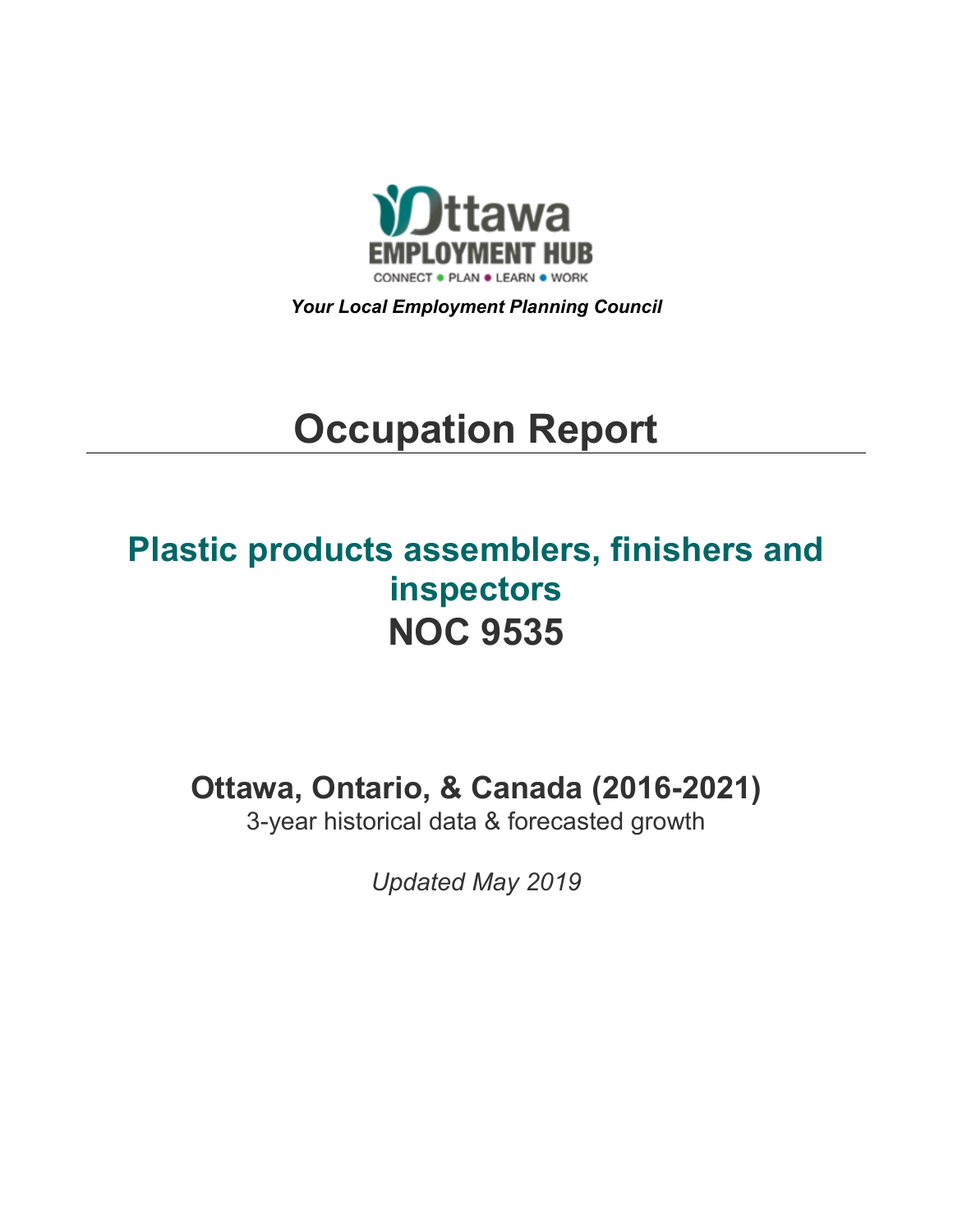Ottawa EMPLOYMENT HUB

CONNECT • PLAN • LEARN • WORK

***Your Local Employment Planning Council***

# Occupation Report

## Plastic products assemblers, finishers and inspectors
## NOC 9535

### Ottawa, Ontario, & Canada (2016-2021)

3-year historical data & forecasted growth

*Updated May 2019*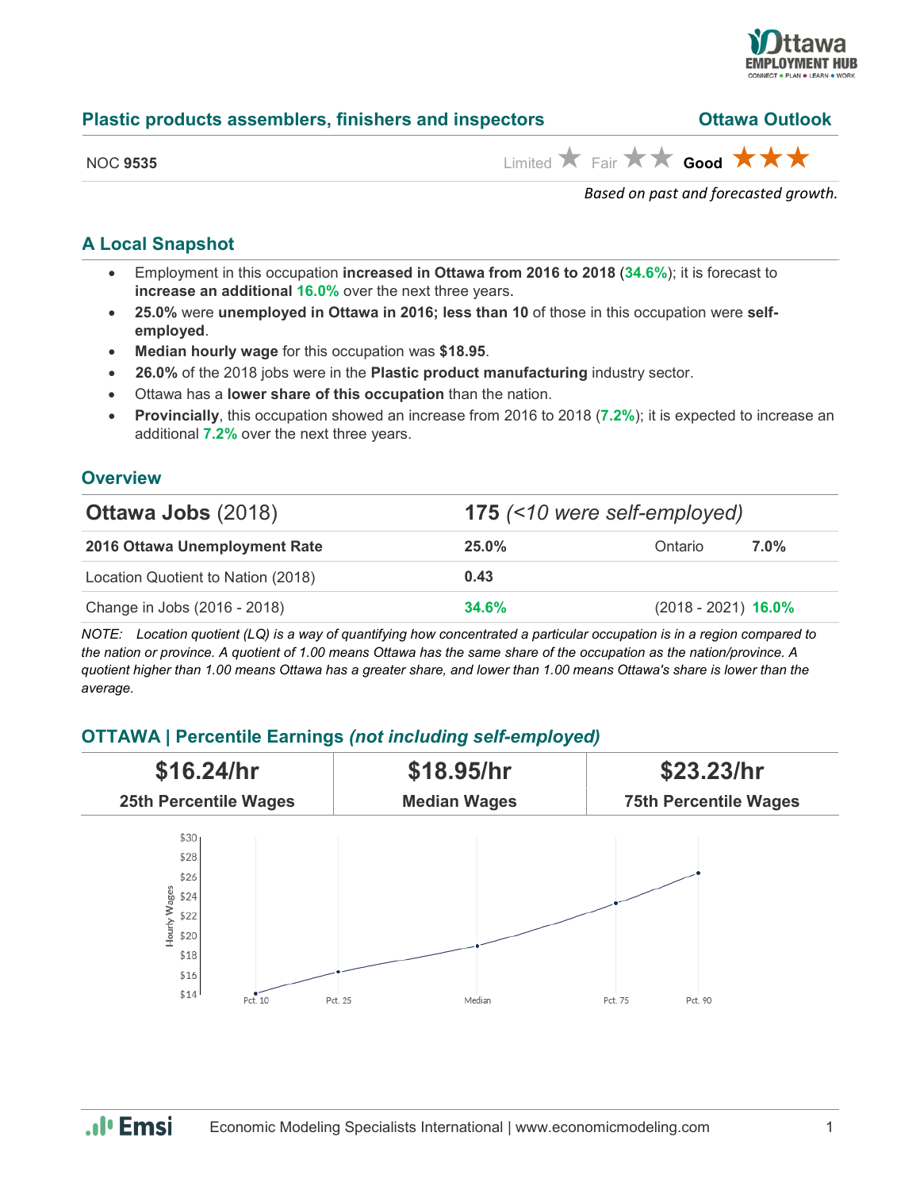## Plastic products assemblers, finishers and inspectors

**Ottawa Outlook**

NOC **9535**

Limited ★ Fair ★★ **Good** ★★★

*Based on past and forecasted growth.*

### A Local Snapshot

- Employment in this occupation **increased in Ottawa from 2016 to 2018** (**34.6%**); it is forecast to **increase an additional 16.0%** over the next three years.
- **25.0%** were **unemployed in Ottawa in 2016; less than 10** of those in this occupation were **self-employed**.
- **Median hourly wage** for this occupation was **$18.95**.
- **26.0%** of the 2018 jobs were in the **Plastic product manufacturing** industry sector.
- Ottawa has a **lower share of this occupation** than the nation.
- **Provincially**, this occupation showed an increase from 2016 to 2018 (**7.2%**); it is expected to increase an additional **7.2%** over the next three years.

### Overview

| **Ottawa Jobs** (2018) | **175** *(<10 were self-employed)* | | |
|---|---|---|---|
| **2016 Ottawa Unemployment Rate** | **25.0%** | Ontario | **7.0%** |
| Location Quotient to Nation (2018) | **0.43** | | |
| Change in Jobs (2016 - 2018) | **34.6%** | (2018 - 2021) | **16.0%** |

*NOTE: Location quotient (LQ) is a way of quantifying how concentrated a particular occupation is in a region compared to the nation or province. A quotient of 1.00 means Ottawa has the same share of the occupation as the nation/province. A quotient higher than 1.00 means Ottawa has a greater share, and lower than 1.00 means Ottawa's share is lower than the average.*

### OTTAWA | Percentile Earnings *(not including self-employed)*

| **$16.24/hr** | **$18.95/hr** | **$23.23/hr** |
|---|---|---|
| **25th Percentile Wages** | **Median Wages** | **75th Percentile Wages** |

Hourly Wages: Pct. 10, Pct. 25, Median, Pct. 75, Pct. 90

Economic Modeling Specialists International | www.economicmodeling.com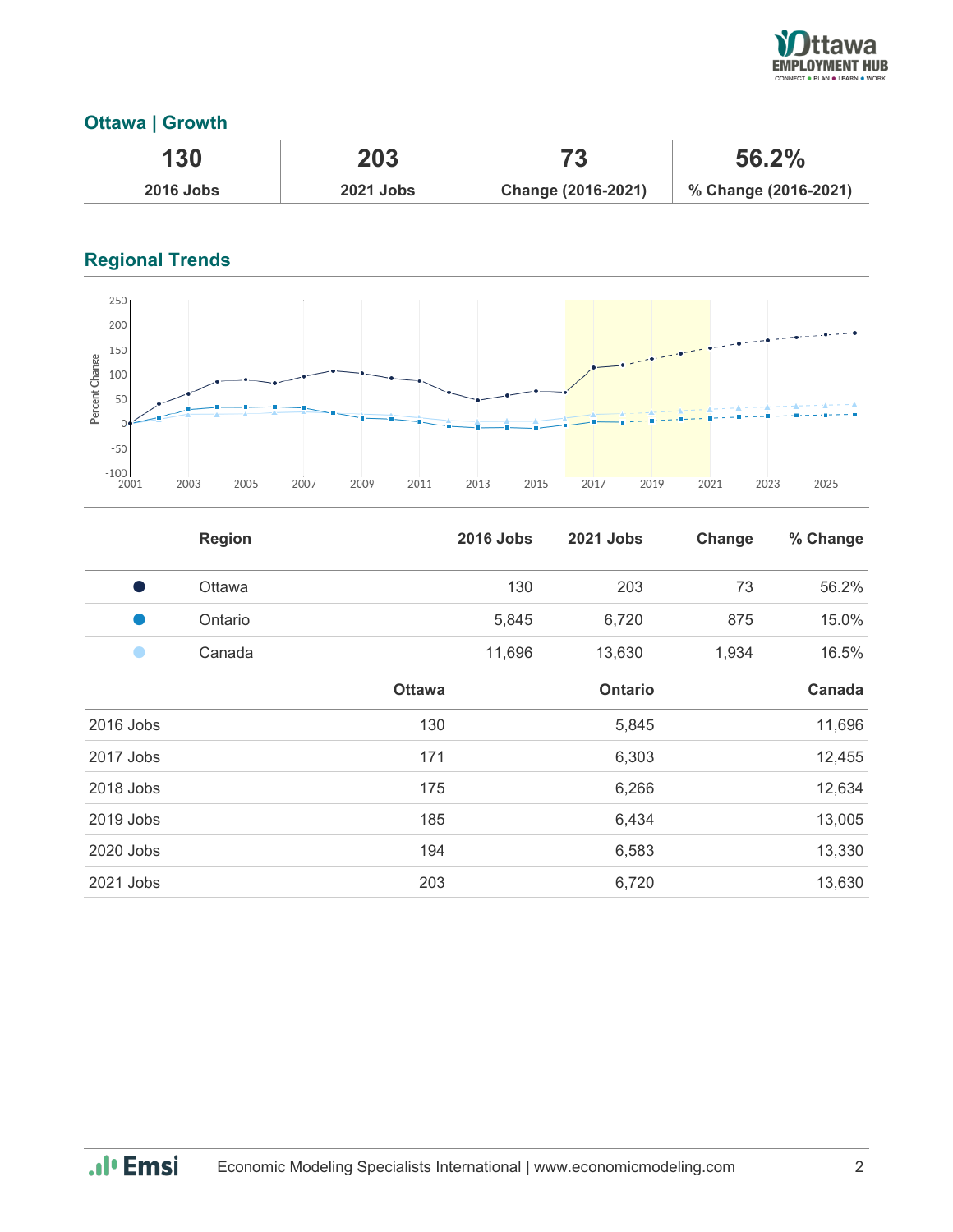## Ottawa | Growth

| 130 | 203 | 73 | 56.2% |
|---|---|---|---|
| 2016 Jobs | 2021 Jobs | Change (2016-2021) | % Change (2016-2021) |

## Regional Trends

| | Region | 2016 Jobs | 2021 Jobs | Change | % Change |
|---|---|---|---|---|---|
| ● | Ottawa | 130 | 203 | 73 | 56.2% |
| ● | Ontario | 5,845 | 6,720 | 875 | 15.0% |
| ● | Canada | 11,696 | 13,630 | 1,934 | 16.5% |

| | Ottawa | Ontario | Canada |
|---|---|---|---|
| 2016 Jobs | 130 | 5,845 | 11,696 |
| 2017 Jobs | 171 | 6,303 | 12,455 |
| 2018 Jobs | 175 | 6,266 | 12,634 |
| 2019 Jobs | 185 | 6,434 | 13,005 |
| 2020 Jobs | 194 | 6,583 | 13,330 |
| 2021 Jobs | 203 | 6,720 | 13,630 |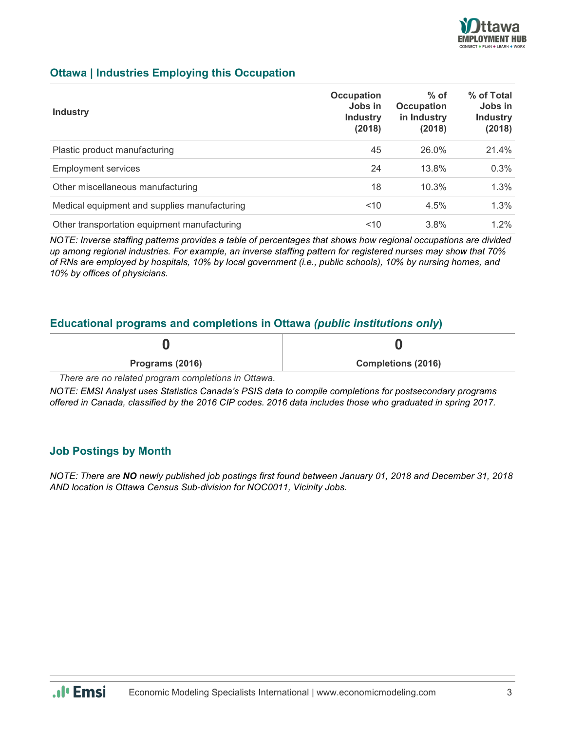## Ottawa | Industries Employing this Occupation

| Industry | Occupation Jobs in Industry (2018) | % of Occupation in Industry (2018) | % of Total Jobs in Industry (2018) |
|---|---|---|---|
| Plastic product manufacturing | 45 | 26.0% | 21.4% |
| Employment services | 24 | 13.8% | 0.3% |
| Other miscellaneous manufacturing | 18 | 10.3% | 1.3% |
| Medical equipment and supplies manufacturing | <10 | 4.5% | 1.3% |
| Other transportation equipment manufacturing | <10 | 3.8% | 1.2% |

*NOTE: Inverse staffing patterns provides a table of percentages that shows how regional occupations are divided up among regional industries. For example, an inverse staffing pattern for registered nurses may show that 70% of RNs are employed by hospitals, 10% by local government (i.e., public schools), 10% by nursing homes, and 10% by offices of physicians.*

## Educational programs and completions in Ottawa *(public institutions only)*

| 0 | 0 |
|---|---|
| Programs (2016) | Completions (2016) |

*There are no related program completions in Ottawa.*

*NOTE: EMSI Analyst uses Statistics Canada's PSIS data to compile completions for postsecondary programs offered in Canada, classified by the 2016 CIP codes. 2016 data includes those who graduated in spring 2017.*

## Job Postings by Month

*NOTE: There are **NO** newly published job postings first found between January 01, 2018 and December 31, 2018 AND location is Ottawa Census Sub-division for NOC0011, Vicinity Jobs.*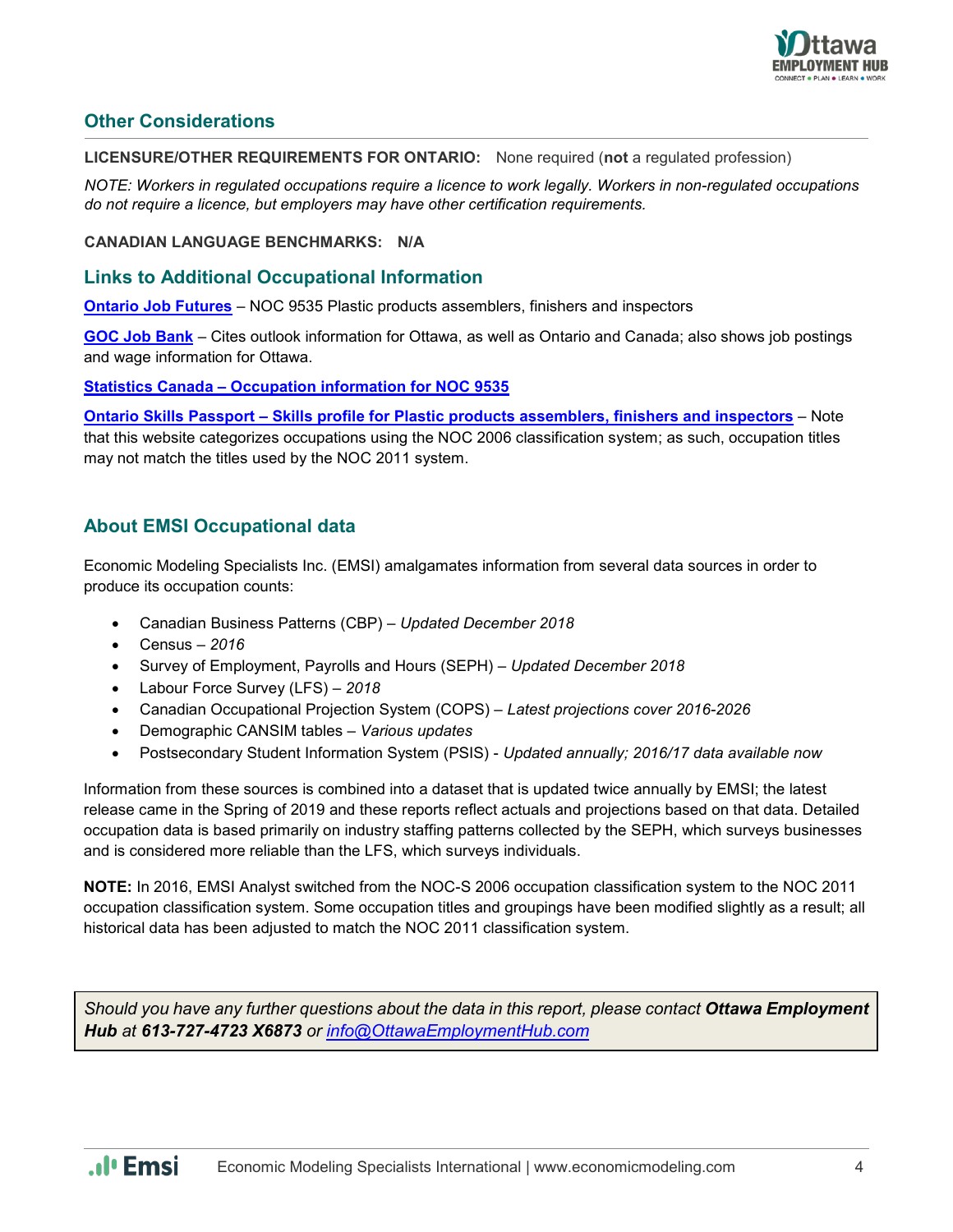## Other Considerations

**LICENSURE/OTHER REQUIREMENTS FOR ONTARIO:** None required (**not** a regulated profession)

*NOTE: Workers in regulated occupations require a licence to work legally. Workers in non-regulated occupations do not require a licence, but employers may have other certification requirements.*

**CANADIAN LANGUAGE BENCHMARKS: N/A**

## Links to Additional Occupational Information

**Ontario Job Futures** – NOC 9535 Plastic products assemblers, finishers and inspectors

**GOC Job Bank** – Cites outlook information for Ottawa, as well as Ontario and Canada; also shows job postings and wage information for Ottawa.

**Statistics Canada – Occupation information for NOC 9535**

**Ontario Skills Passport – Skills profile for Plastic products assemblers, finishers and inspectors** – Note that this website categorizes occupations using the NOC 2006 classification system; as such, occupation titles may not match the titles used by the NOC 2011 system.

## About EMSI Occupational data

Economic Modeling Specialists Inc. (EMSI) amalgamates information from several data sources in order to produce its occupation counts:

- Canadian Business Patterns (CBP) – *Updated December 2018*
- Census – *2016*
- Survey of Employment, Payrolls and Hours (SEPH) – *Updated December 2018*
- Labour Force Survey (LFS) – *2018*
- Canadian Occupational Projection System (COPS) – *Latest projections cover 2016-2026*
- Demographic CANSIM tables – *Various updates*
- Postsecondary Student Information System (PSIS) - *Updated annually; 2016/17 data available now*

Information from these sources is combined into a dataset that is updated twice annually by EMSI; the latest release came in the Spring of 2019 and these reports reflect actuals and projections based on that data. Detailed occupation data is based primarily on industry staffing patterns collected by the SEPH, which surveys businesses and is considered more reliable than the LFS, which surveys individuals.

**NOTE:** In 2016, EMSI Analyst switched from the NOC-S 2006 occupation classification system to the NOC 2011 occupation classification system. Some occupation titles and groupings have been modified slightly as a result; all historical data has been adjusted to match the NOC 2011 classification system.

*Should you have any further questions about the data in this report, please contact **Ottawa Employment Hub** at **613-727-4723 X6873** or info@OttawaEmploymentHub.com*